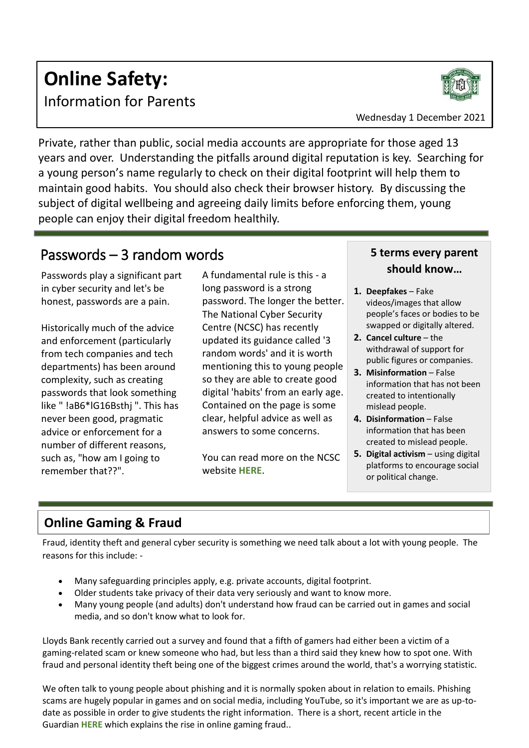# Online Safety:

Information for Parents

Wednesday 1 December 2021

Private, rather than public, social media accounts are appropriate for those aged 13 years and over. Understanding the pitfalls around digital reputation is key. Searching for a young person's name regularly to check on their digital footprint will help them to maintain good habits. You should also check their browser history. By discussing the subject of digital wellbeing and agreeing daily limits before enforcing them, young people can enjoy their digital freedom healthily.

## Passwords – 3 random words

Passwords play a significant part in cyber security and let's be honest, passwords are a pain.

Historically much of the advice and enforcement (particularly from tech companies and tech departments) has been around complexity, such as creating passwords that look something like " !aB6*lG16Bsthj ". This has never been good, pragmatic advice or enforcement for a number of different reasons, such as, "how am I going to remember that??".

A fundamental rule is this - a long password is a strong password. The longer the better. The National Cyber Security Centre (NCSC) has recently updated its guidance called '3 random words' and it is worth mentioning this to young people so they are able to create good digital 'habits' from an early age. Contained on the page is some clear, helpful advice as well as answers to some concerns.

You can read more on the NCSC website **HERE**.

### 5 terms every parent should know…

1. **Deepfakes** – Fake videos/images that allow people's faces or bodies to be swapped or digitally altered.
2. **Cancel culture** – the withdrawal of support for public figures or companies.
3. **Misinformation** – False information that has not been created to intentionally mislead people.
4. **Disinformation** – False information that has been created to mislead people.
5. **Digital activism** – using digital platforms to encourage social or political change.

## Online Gaming & Fraud

Fraud, identity theft and general cyber security is something we need talk about a lot with young people. The reasons for this include: -

- Many safeguarding principles apply, e.g. private accounts, digital footprint.
- Older students take privacy of their data very seriously and want to know more.
- Many young people (and adults) don't understand how fraud can be carried out in games and social media, and so don't know what to look for.

Lloyds Bank recently carried out a survey and found that a fifth of gamers had either been a victim of a gaming-related scam or knew someone who had, but less than a third said they knew how to spot one. With fraud and personal identity theft being one of the biggest crimes around the world, that's a worrying statistic.

We often talk to young people about phishing and it is normally spoken about in relation to emails. Phishing scams are hugely popular in games and on social media, including YouTube, so it's important we are as up-to-date as possible in order to give students the right information. There is a short, recent article in the Guardian **HERE** which explains the rise in online gaming fraud..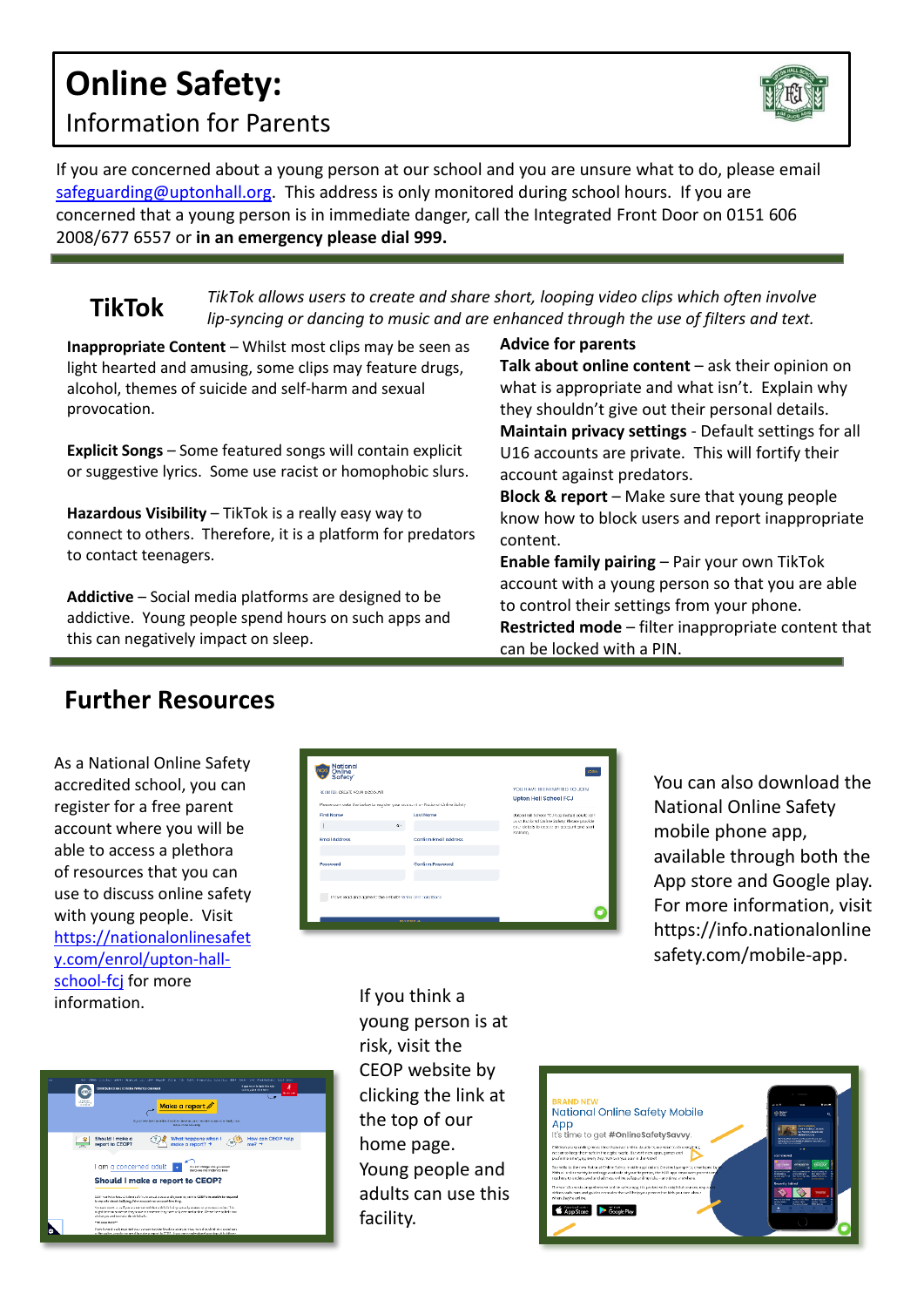# Online Safety:

Information for Parents

If you are concerned about a young person at our school and you are unsure what to do, please email safeguarding@uptonhall.org. This address is only monitored during school hours. If you are concerned that a young person is in immediate danger, call the Integrated Front Door on 0151 606 2008/677 6557 or **in an emergency please dial 999.**

## TikTok

*TikTok allows users to create and share short, looping video clips which often involve lip-syncing or dancing to music and are enhanced through the use of filters and text.*

**Inappropriate Content** – Whilst most clips may be seen as light hearted and amusing, some clips may feature drugs, alcohol, themes of suicide and self-harm and sexual provocation.

**Explicit Songs** – Some featured songs will contain explicit or suggestive lyrics. Some use racist or homophobic slurs.

**Hazardous Visibility** – TikTok is a really easy way to connect to others. Therefore, it is a platform for predators to contact teenagers.

**Addictive** – Social media platforms are designed to be addictive. Young people spend hours on such apps and this can negatively impact on sleep.

**Advice for parents**

**Talk about online content** – ask their opinion on what is appropriate and what isn't. Explain why they shouldn't give out their personal details.

**Maintain privacy settings** - Default settings for all U16 accounts are private. This will fortify their account against predators.

**Block & report** – Make sure that young people know how to block users and report inappropriate content.

**Enable family pairing** – Pair your own TikTok account with a young person so that you are able to control their settings from your phone.

**Restricted mode** – filter inappropriate content that can be locked with a PIN.

## Further Resources

As a National Online Safety accredited school, you can register for a free parent account where you will be able to access a plethora of resources that you can use to discuss online safety with young people. Visit https://nationalonlinesafety.com/enrol/upton-hall-school-fcj for more information.

You can also download the National Online Safety mobile phone app, available through both the App store and Google play. For more information, visit https://info.nationalonlinesafety.com/mobile-app.

If you think a young person is at risk, visit the CEOP website by clicking the link at the top of our home page. Young people and adults can use this facility.